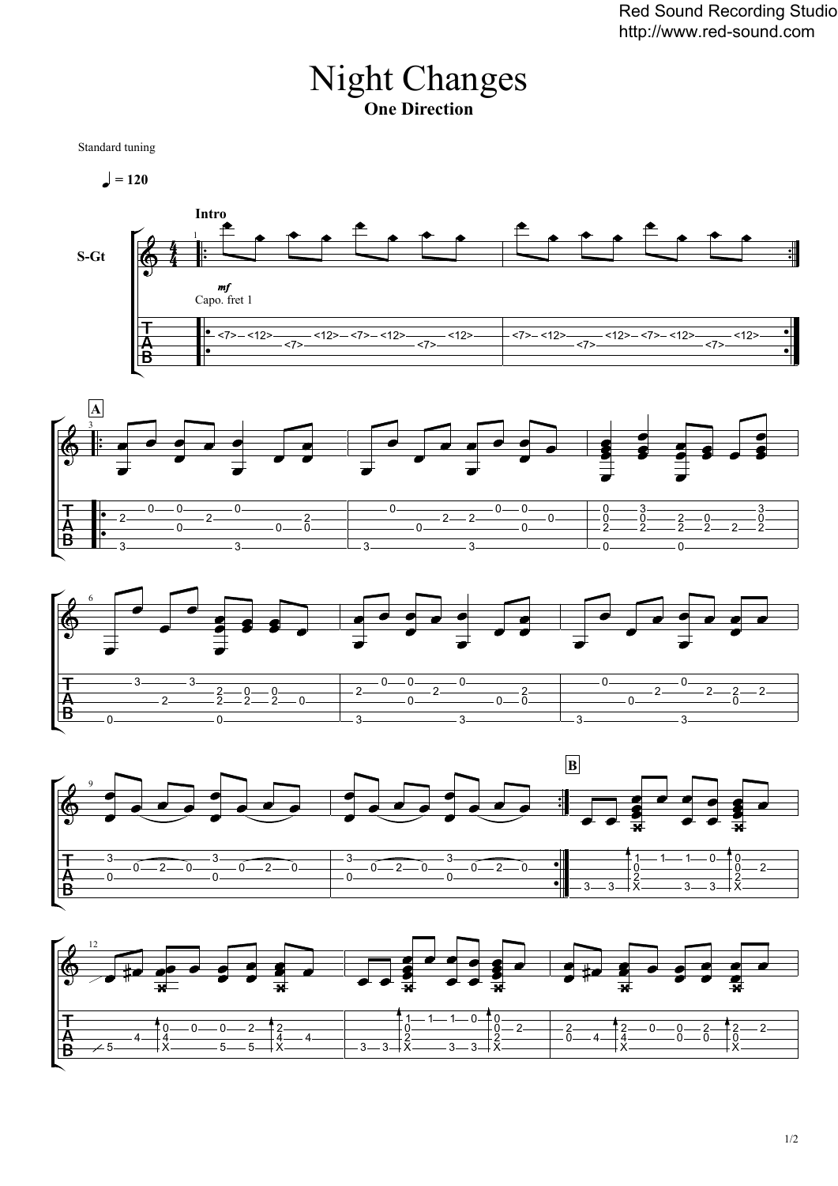# Night Changes

**One Direction**

Standard tuning

♩ = 120

**Intro**

S-Gt

*mf*

Capo. fret 1

**A**

**B**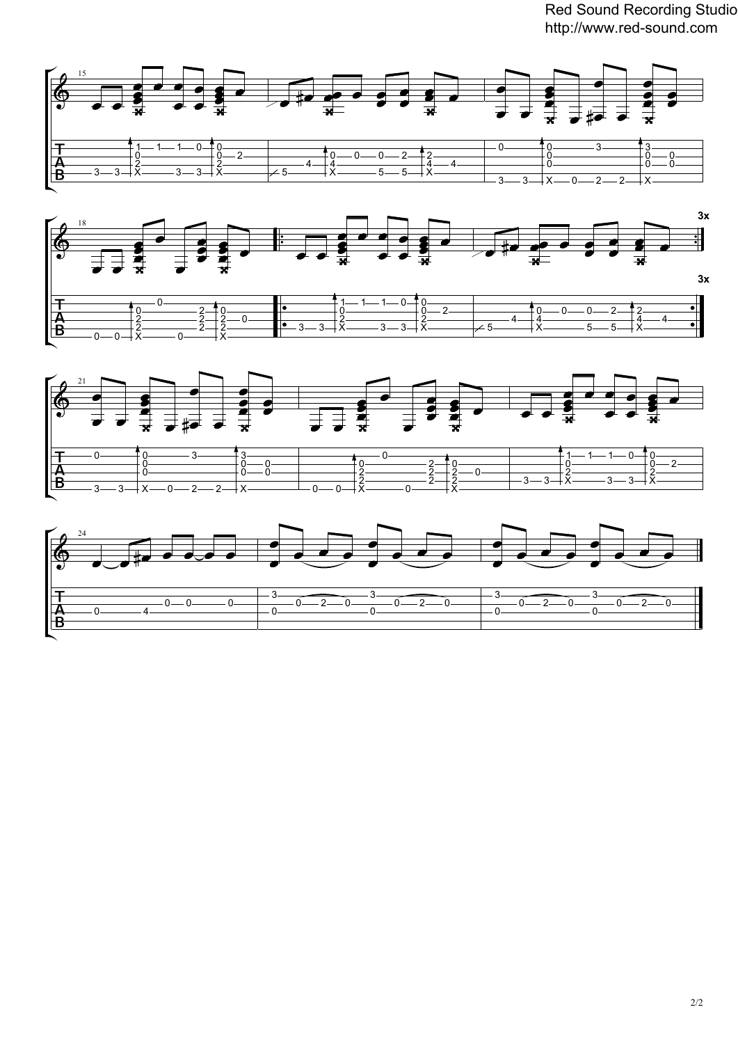Red Sound Recording Studio
http://www.red-sound.com

3x